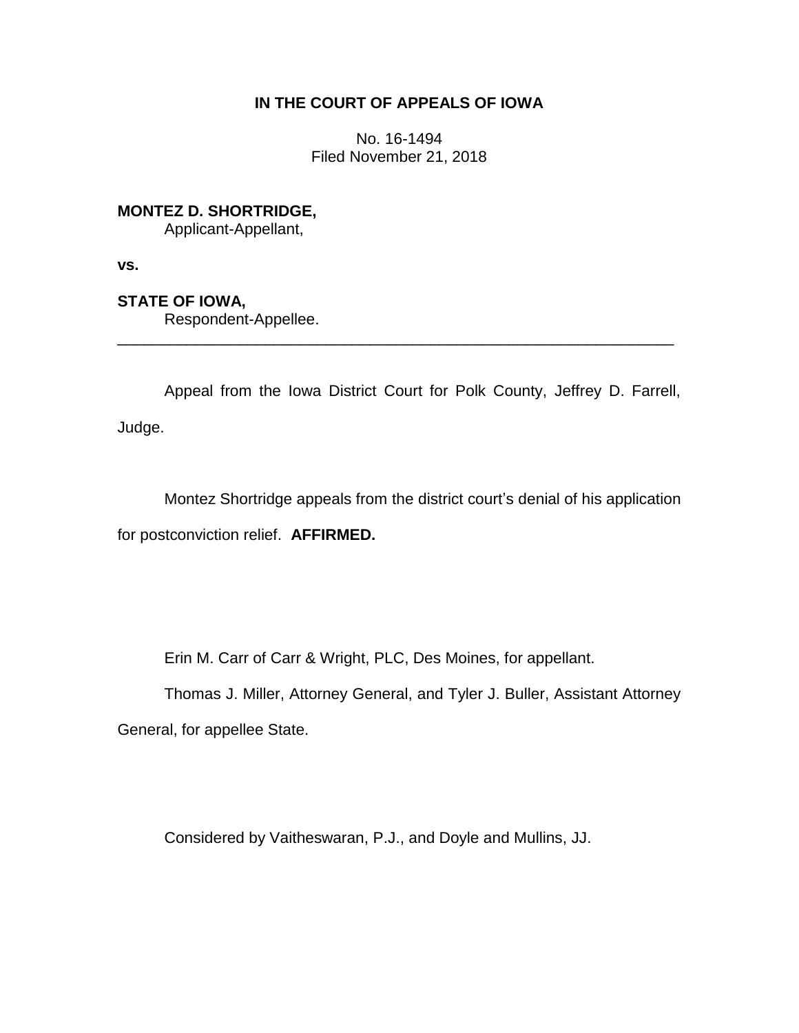**IN THE COURT OF APPEALS OF IOWA**

No. 16-1494
Filed November 21, 2018

**MONTEZ D. SHORTRIDGE,**
Applicant-Appellant,

**vs.**

**STATE OF IOWA,**
Respondent-Appellee.

---

Appeal from the Iowa District Court for Polk County, Jeffrey D. Farrell, Judge.

Montez Shortridge appeals from the district court's denial of his application for postconviction relief. **AFFIRMED.**

Erin M. Carr of Carr & Wright, PLC, Des Moines, for appellant.

Thomas J. Miller, Attorney General, and Tyler J. Buller, Assistant Attorney General, for appellee State.

Considered by Vaitheswaran, P.J., and Doyle and Mullins, JJ.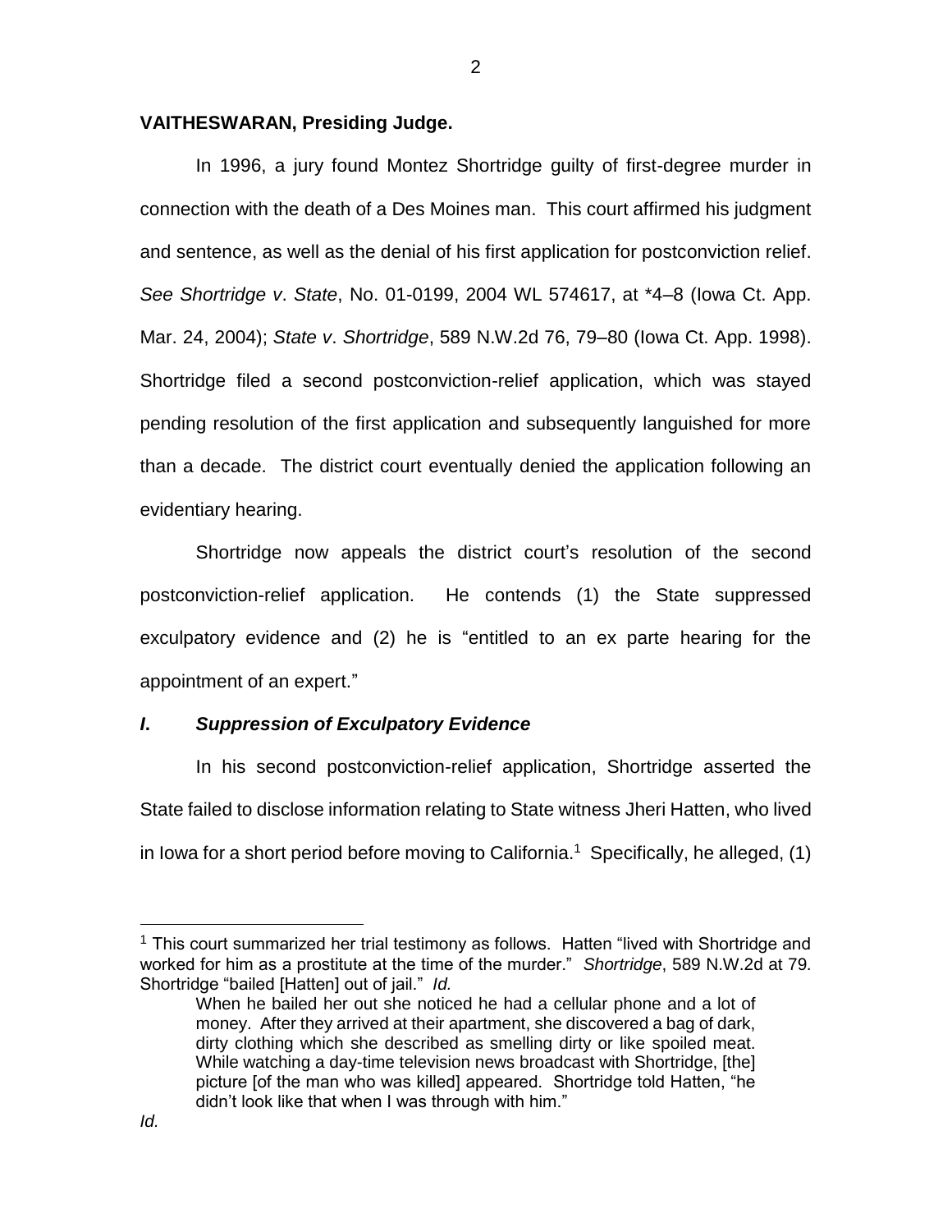**VAITHESWARAN, Presiding Judge.**

In 1996, a jury found Montez Shortridge guilty of first-degree murder in connection with the death of a Des Moines man. This court affirmed his judgment and sentence, as well as the denial of his first application for postconviction relief. *See Shortridge v. State*, No. 01-0199, 2004 WL 574617, at *4–8 (Iowa Ct. App. Mar. 24, 2004); *State v. Shortridge*, 589 N.W.2d 76, 79–80 (Iowa Ct. App. 1998). Shortridge filed a second postconviction-relief application, which was stayed pending resolution of the first application and subsequently languished for more than a decade. The district court eventually denied the application following an evidentiary hearing.

Shortridge now appeals the district court's resolution of the second postconviction-relief application. He contends (1) the State suppressed exculpatory evidence and (2) he is "entitled to an ex parte hearing for the appointment of an expert."

## *I. Suppression of Exculpatory Evidence*

In his second postconviction-relief application, Shortridge asserted the State failed to disclose information relating to State witness Jheri Hatten, who lived in Iowa for a short period before moving to California.[1] Specifically, he alleged, (1)

---

[1] This court summarized her trial testimony as follows. Hatten "lived with Shortridge and worked for him as a prostitute at the time of the murder." *Shortridge*, 589 N.W.2d at 79. Shortridge "bailed [Hatten] out of jail." *Id.*

> When he bailed her out she noticed he had a cellular phone and a lot of money. After they arrived at their apartment, she discovered a bag of dark, dirty clothing which she described as smelling dirty or like spoiled meat. While watching a day-time television news broadcast with Shortridge, [the] picture [of the man who was killed] appeared. Shortridge told Hatten, "he didn't look like that when I was through with him."

*Id.*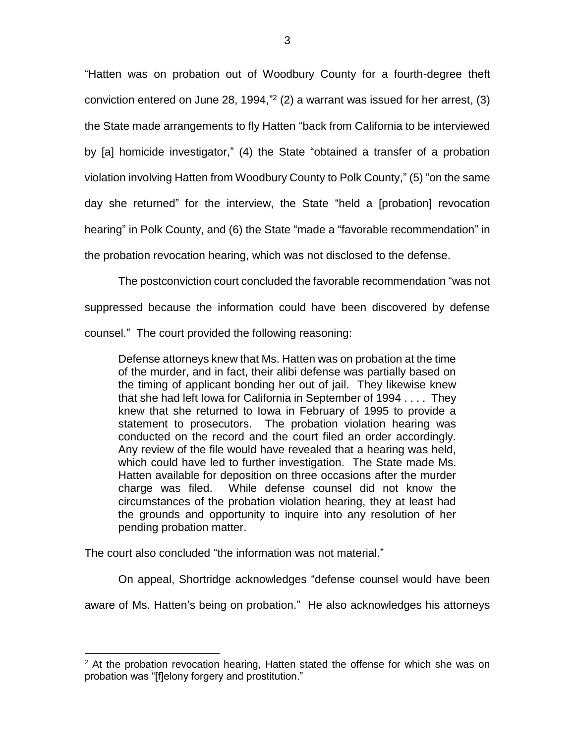"Hatten was on probation out of Woodbury County for a fourth-degree theft conviction entered on June 28, 1994,"[2] (2) a warrant was issued for her arrest, (3) the State made arrangements to fly Hatten "back from California to be interviewed by [a] homicide investigator," (4) the State "obtained a transfer of a probation violation involving Hatten from Woodbury County to Polk County," (5) "on the same day she returned" for the interview, the State "held a [probation] revocation hearing" in Polk County, and (6) the State "made a "favorable recommendation" in the probation revocation hearing, which was not disclosed to the defense.

The postconviction court concluded the favorable recommendation "was not suppressed because the information could have been discovered by defense counsel." The court provided the following reasoning:

> Defense attorneys knew that Ms. Hatten was on probation at the time of the murder, and in fact, their alibi defense was partially based on the timing of applicant bonding her out of jail. They likewise knew that she had left Iowa for California in September of 1994 . . . . They knew that she returned to Iowa in February of 1995 to provide a statement to prosecutors. The probation violation hearing was conducted on the record and the court filed an order accordingly. Any review of the file would have revealed that a hearing was held, which could have led to further investigation. The State made Ms. Hatten available for deposition on three occasions after the murder charge was filed. While defense counsel did not know the circumstances of the probation violation hearing, they at least had the grounds and opportunity to inquire into any resolution of her pending probation matter.

The court also concluded "the information was not material."

On appeal, Shortridge acknowledges "defense counsel would have been aware of Ms. Hatten's being on probation." He also acknowledges his attorneys

---

[2] At the probation revocation hearing, Hatten stated the offense for which she was on probation was "[f]elony forgery and prostitution."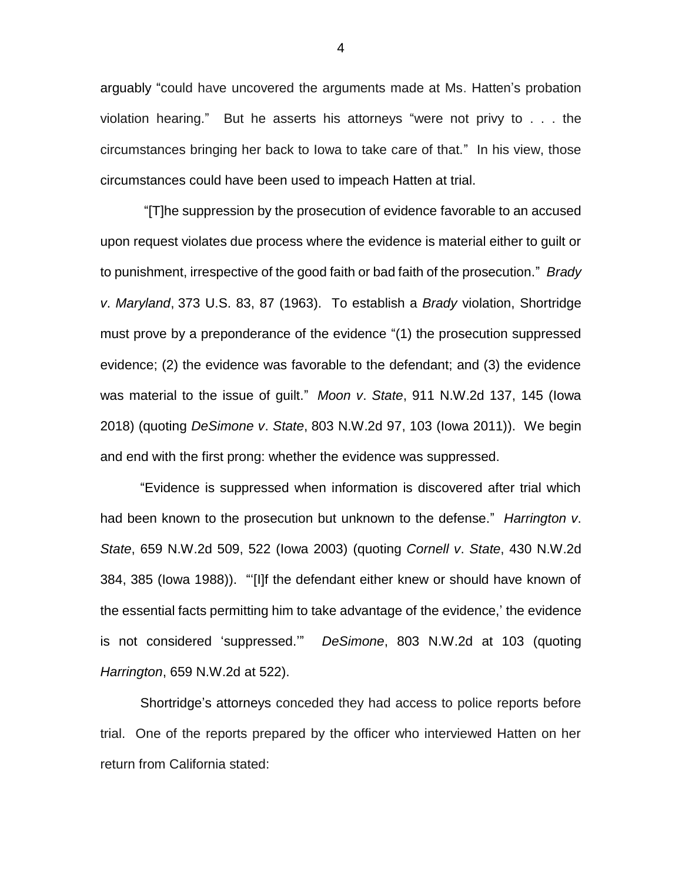arguably "could have uncovered the arguments made at Ms. Hatten's probation violation hearing." But he asserts his attorneys "were not privy to . . . the circumstances bringing her back to Iowa to take care of that." In his view, those circumstances could have been used to impeach Hatten at trial.

"[T]he suppression by the prosecution of evidence favorable to an accused upon request violates due process where the evidence is material either to guilt or to punishment, irrespective of the good faith or bad faith of the prosecution." *Brady v. Maryland*, 373 U.S. 83, 87 (1963). To establish a *Brady* violation, Shortridge must prove by a preponderance of the evidence "(1) the prosecution suppressed evidence; (2) the evidence was favorable to the defendant; and (3) the evidence was material to the issue of guilt." *Moon v. State*, 911 N.W.2d 137, 145 (Iowa 2018) (quoting *DeSimone v. State*, 803 N.W.2d 97, 103 (Iowa 2011)). We begin and end with the first prong: whether the evidence was suppressed.

"Evidence is suppressed when information is discovered after trial which had been known to the prosecution but unknown to the defense." *Harrington v. State*, 659 N.W.2d 509, 522 (Iowa 2003) (quoting *Cornell v. State*, 430 N.W.2d 384, 385 (Iowa 1988)). "'[I]f the defendant either knew or should have known of the essential facts permitting him to take advantage of the evidence,' the evidence is not considered 'suppressed.'" *DeSimone*, 803 N.W.2d at 103 (quoting *Harrington*, 659 N.W.2d at 522).

Shortridge's attorneys conceded they had access to police reports before trial. One of the reports prepared by the officer who interviewed Hatten on her return from California stated: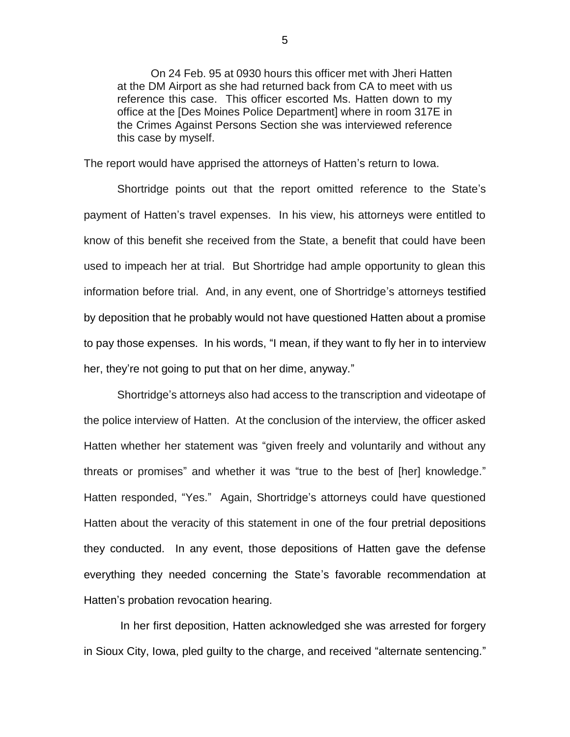> On 24 Feb. 95 at 0930 hours this officer met with Jheri Hatten at the DM Airport as she had returned back from CA to meet with us reference this case. This officer escorted Ms. Hatten down to my office at the [Des Moines Police Department] where in room 317E in the Crimes Against Persons Section she was interviewed reference this case by myself.

The report would have apprised the attorneys of Hatten's return to Iowa.

Shortridge points out that the report omitted reference to the State's payment of Hatten's travel expenses. In his view, his attorneys were entitled to know of this benefit she received from the State, a benefit that could have been used to impeach her at trial. But Shortridge had ample opportunity to glean this information before trial. And, in any event, one of Shortridge's attorneys testified by deposition that he probably would not have questioned Hatten about a promise to pay those expenses. In his words, "I mean, if they want to fly her in to interview her, they're not going to put that on her dime, anyway."

Shortridge's attorneys also had access to the transcription and videotape of the police interview of Hatten. At the conclusion of the interview, the officer asked Hatten whether her statement was "given freely and voluntarily and without any threats or promises" and whether it was "true to the best of [her] knowledge." Hatten responded, "Yes." Again, Shortridge's attorneys could have questioned Hatten about the veracity of this statement in one of the four pretrial depositions they conducted. In any event, those depositions of Hatten gave the defense everything they needed concerning the State's favorable recommendation at Hatten's probation revocation hearing.

In her first deposition, Hatten acknowledged she was arrested for forgery in Sioux City, Iowa, pled guilty to the charge, and received "alternate sentencing."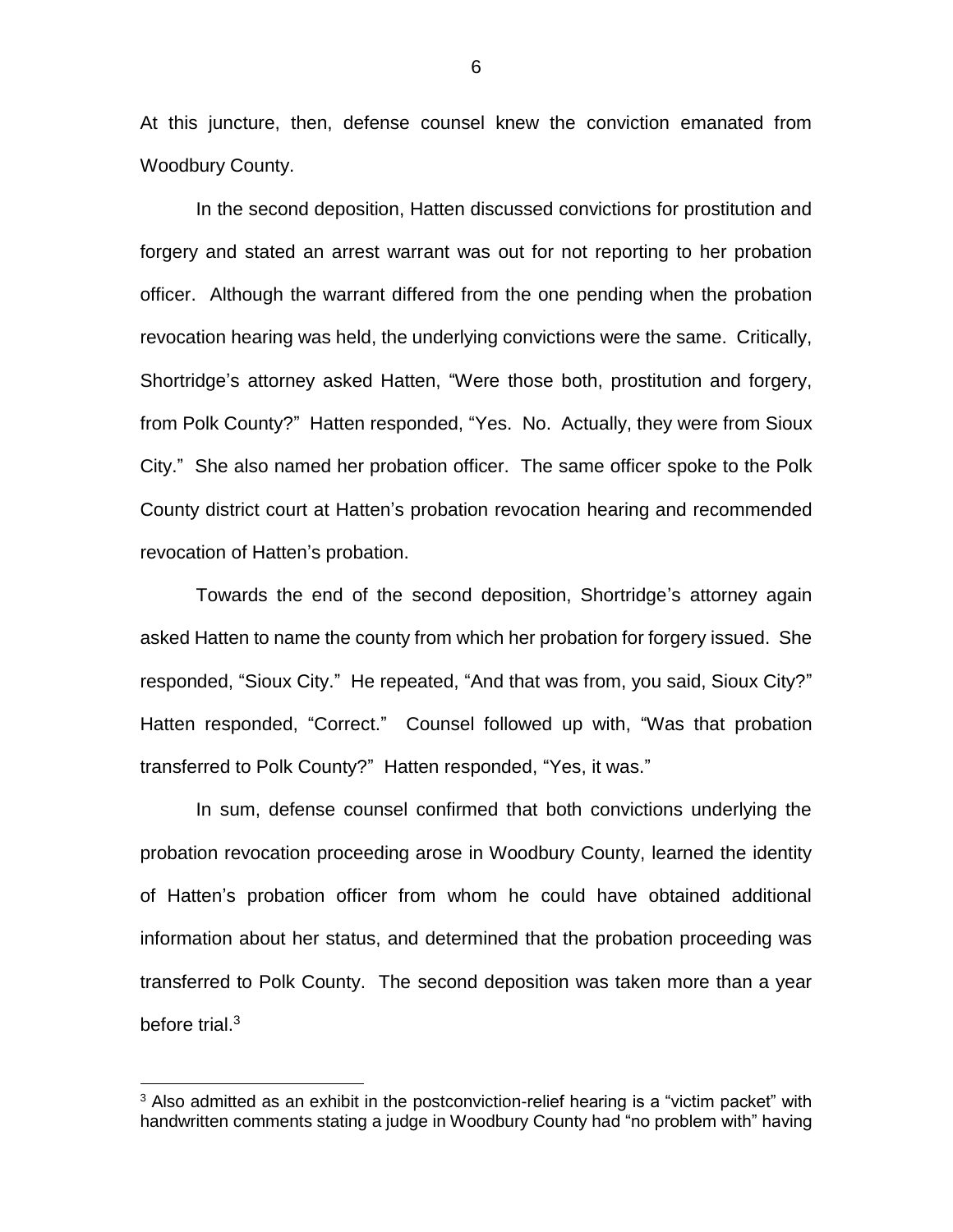At this juncture, then, defense counsel knew the conviction emanated from Woodbury County.

In the second deposition, Hatten discussed convictions for prostitution and forgery and stated an arrest warrant was out for not reporting to her probation officer. Although the warrant differed from the one pending when the probation revocation hearing was held, the underlying convictions were the same. Critically, Shortridge's attorney asked Hatten, "Were those both, prostitution and forgery, from Polk County?" Hatten responded, "Yes. No. Actually, they were from Sioux City." She also named her probation officer. The same officer spoke to the Polk County district court at Hatten's probation revocation hearing and recommended revocation of Hatten's probation.

Towards the end of the second deposition, Shortridge's attorney again asked Hatten to name the county from which her probation for forgery issued. She responded, "Sioux City." He repeated, "And that was from, you said, Sioux City?" Hatten responded, "Correct." Counsel followed up with, "Was that probation transferred to Polk County?" Hatten responded, "Yes, it was."

In sum, defense counsel confirmed that both convictions underlying the probation revocation proceeding arose in Woodbury County, learned the identity of Hatten's probation officer from whom he could have obtained additional information about her status, and determined that the probation proceeding was transferred to Polk County. The second deposition was taken more than a year before trial.[3]

---

[3] Also admitted as an exhibit in the postconviction-relief hearing is a "victim packet" with handwritten comments stating a judge in Woodbury County had "no problem with" having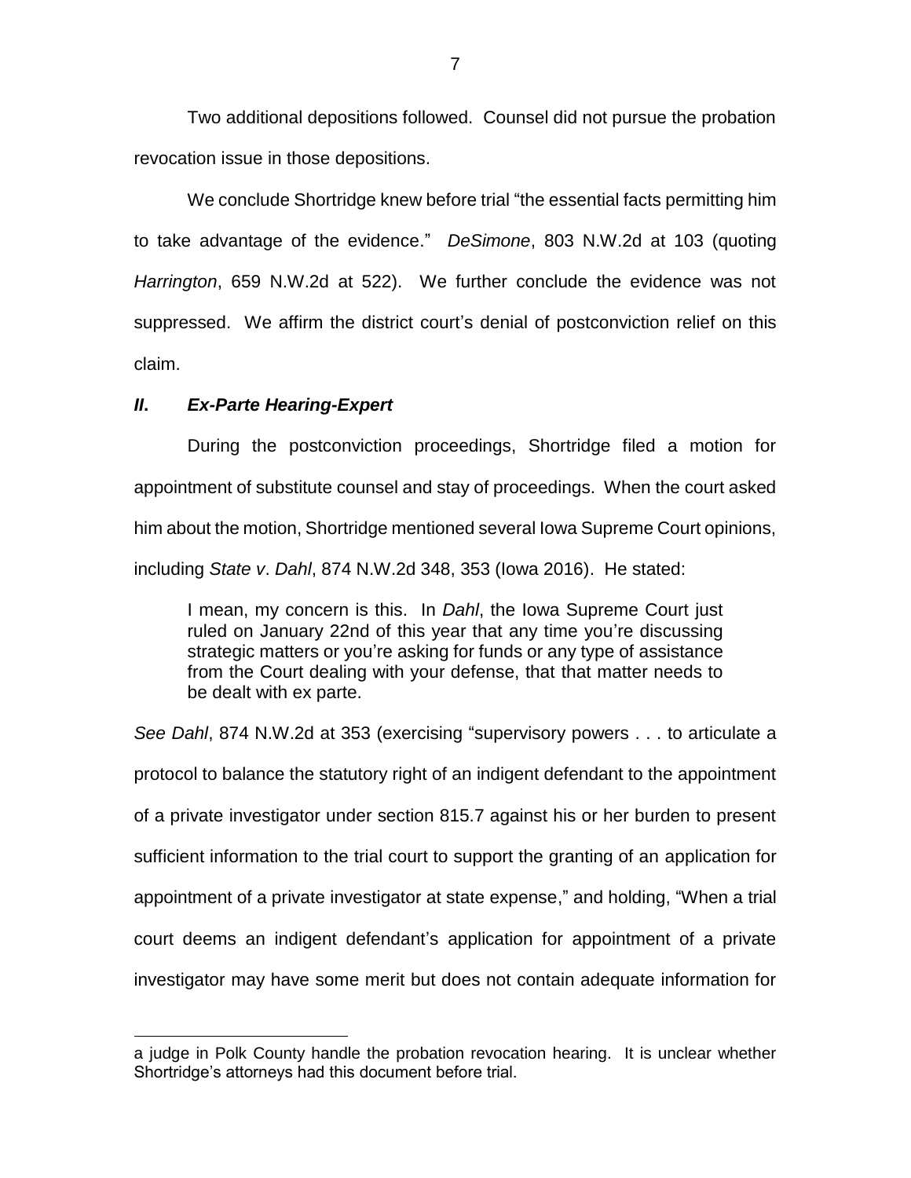Two additional depositions followed. Counsel did not pursue the probation revocation issue in those depositions.

We conclude Shortridge knew before trial "the essential facts permitting him to take advantage of the evidence." *DeSimone*, 803 N.W.2d at 103 (quoting *Harrington*, 659 N.W.2d at 522). We further conclude the evidence was not suppressed. We affirm the district court's denial of postconviction relief on this claim.

### ***II. Ex-Parte Hearing-Expert***

During the postconviction proceedings, Shortridge filed a motion for appointment of substitute counsel and stay of proceedings. When the court asked him about the motion, Shortridge mentioned several Iowa Supreme Court opinions, including *State v. Dahl*, 874 N.W.2d 348, 353 (Iowa 2016). He stated:

> I mean, my concern is this. In *Dahl*, the Iowa Supreme Court just ruled on January 22nd of this year that any time you're discussing strategic matters or you're asking for funds or any type of assistance from the Court dealing with your defense, that that matter needs to be dealt with ex parte.

*See Dahl*, 874 N.W.2d at 353 (exercising "supervisory powers . . . to articulate a protocol to balance the statutory right of an indigent defendant to the appointment of a private investigator under section 815.7 against his or her burden to present sufficient information to the trial court to support the granting of an application for appointment of a private investigator at state expense," and holding, "When a trial court deems an indigent defendant's application for appointment of a private investigator may have some merit but does not contain adequate information for

---

a judge in Polk County handle the probation revocation hearing. It is unclear whether Shortridge's attorneys had this document before trial.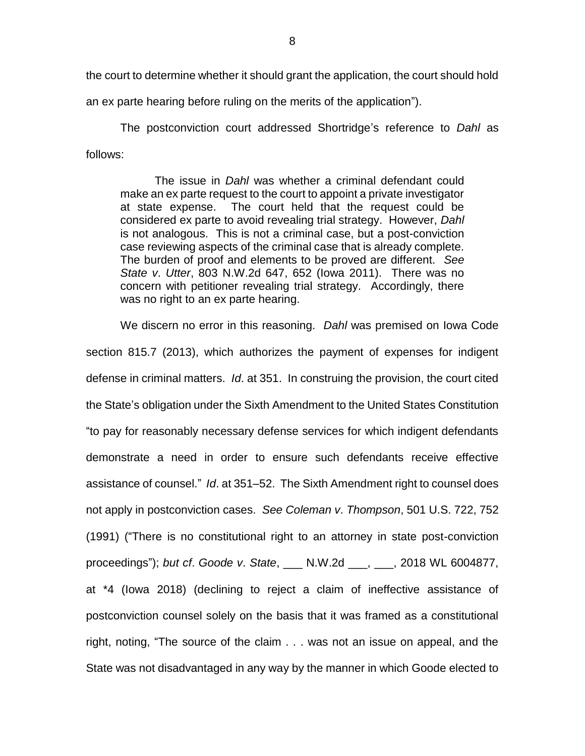the court to determine whether it should grant the application, the court should hold an ex parte hearing before ruling on the merits of the application").

The postconviction court addressed Shortridge's reference to *Dahl* as follows:

> The issue in *Dahl* was whether a criminal defendant could make an ex parte request to the court to appoint a private investigator at state expense. The court held that the request could be considered ex parte to avoid revealing trial strategy. However, *Dahl* is not analogous. This is not a criminal case, but a post-conviction case reviewing aspects of the criminal case that is already complete. The burden of proof and elements to be proved are different. *See State v. Utter*, 803 N.W.2d 647, 652 (Iowa 2011). There was no concern with petitioner revealing trial strategy. Accordingly, there was no right to an ex parte hearing.

We discern no error in this reasoning. *Dahl* was premised on Iowa Code section 815.7 (2013), which authorizes the payment of expenses for indigent defense in criminal matters. *Id*. at 351. In construing the provision, the court cited the State's obligation under the Sixth Amendment to the United States Constitution "to pay for reasonably necessary defense services for which indigent defendants demonstrate a need in order to ensure such defendants receive effective assistance of counsel." *Id*. at 351–52. The Sixth Amendment right to counsel does not apply in postconviction cases. *See Coleman v. Thompson*, 501 U.S. 722, 752 (1991) ("There is no constitutional right to an attorney in state post-conviction proceedings"); *but cf*. *Goode v. State*, ___ N.W.2d ___, ___, 2018 WL 6004877, at \*4 (Iowa 2018) (declining to reject a claim of ineffective assistance of postconviction counsel solely on the basis that it was framed as a constitutional right, noting, "The source of the claim . . . was not an issue on appeal, and the State was not disadvantaged in any way by the manner in which Goode elected to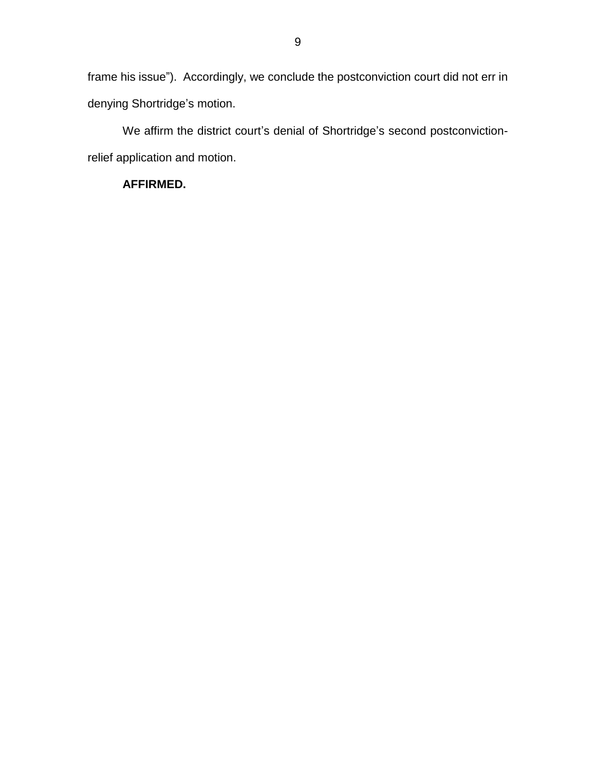frame his issue"). Accordingly, we conclude the postconviction court did not err in denying Shortridge's motion.

We affirm the district court's denial of Shortridge's second postconviction-relief application and motion.

**AFFIRMED.**